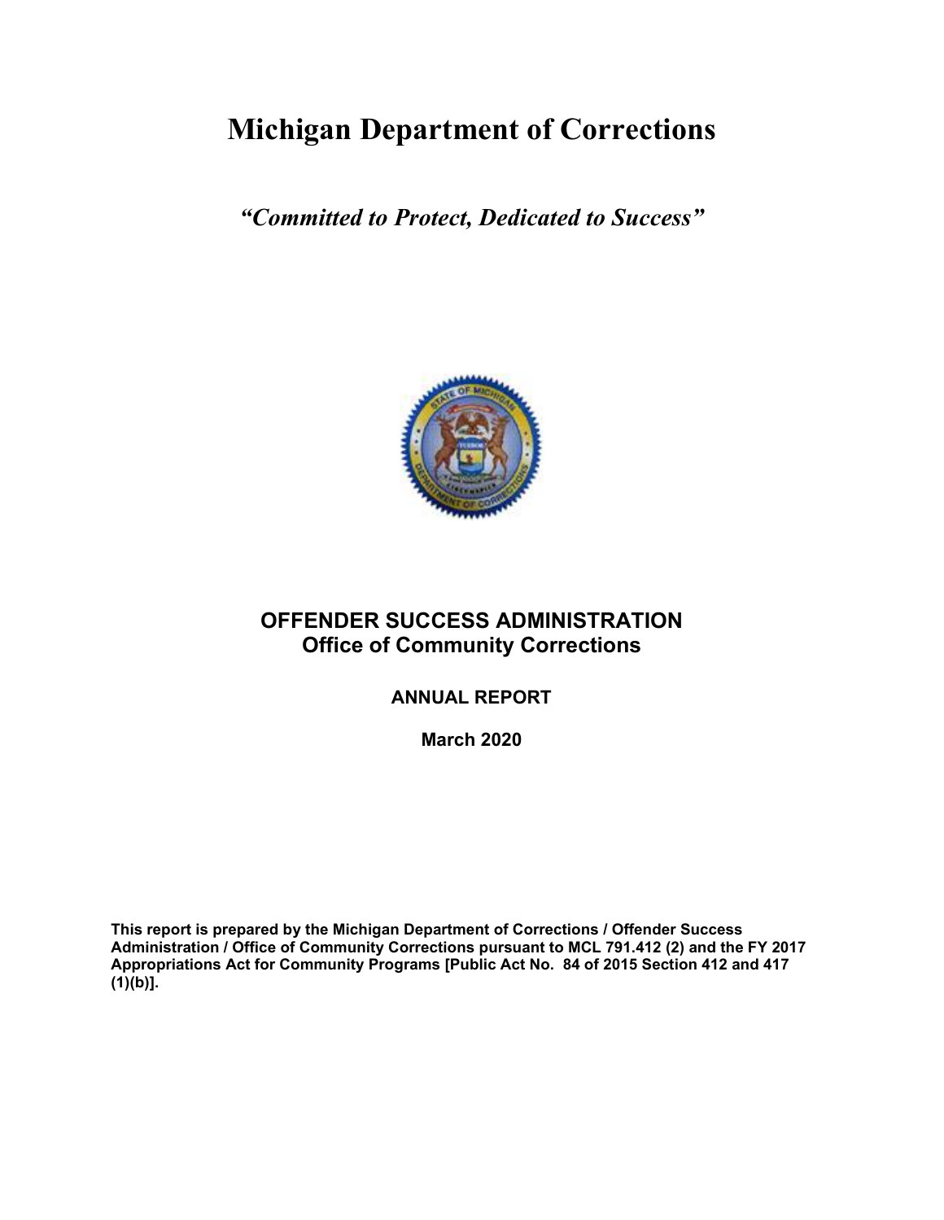# Michigan Department of Corrections

***"Committed to Protect, Dedicated to Success"***

## OFFENDER SUCCESS ADMINISTRATION
## Office of Community Corrections

**ANNUAL REPORT**

**March 2020**

**This report is prepared by the Michigan Department of Corrections / Offender Success Administration / Office of Community Corrections pursuant to MCL 791.412 (2) and the FY 2017 Appropriations Act for Community Programs [Public Act No. 84 of 2015 Section 412 and 417 (1)(b)].**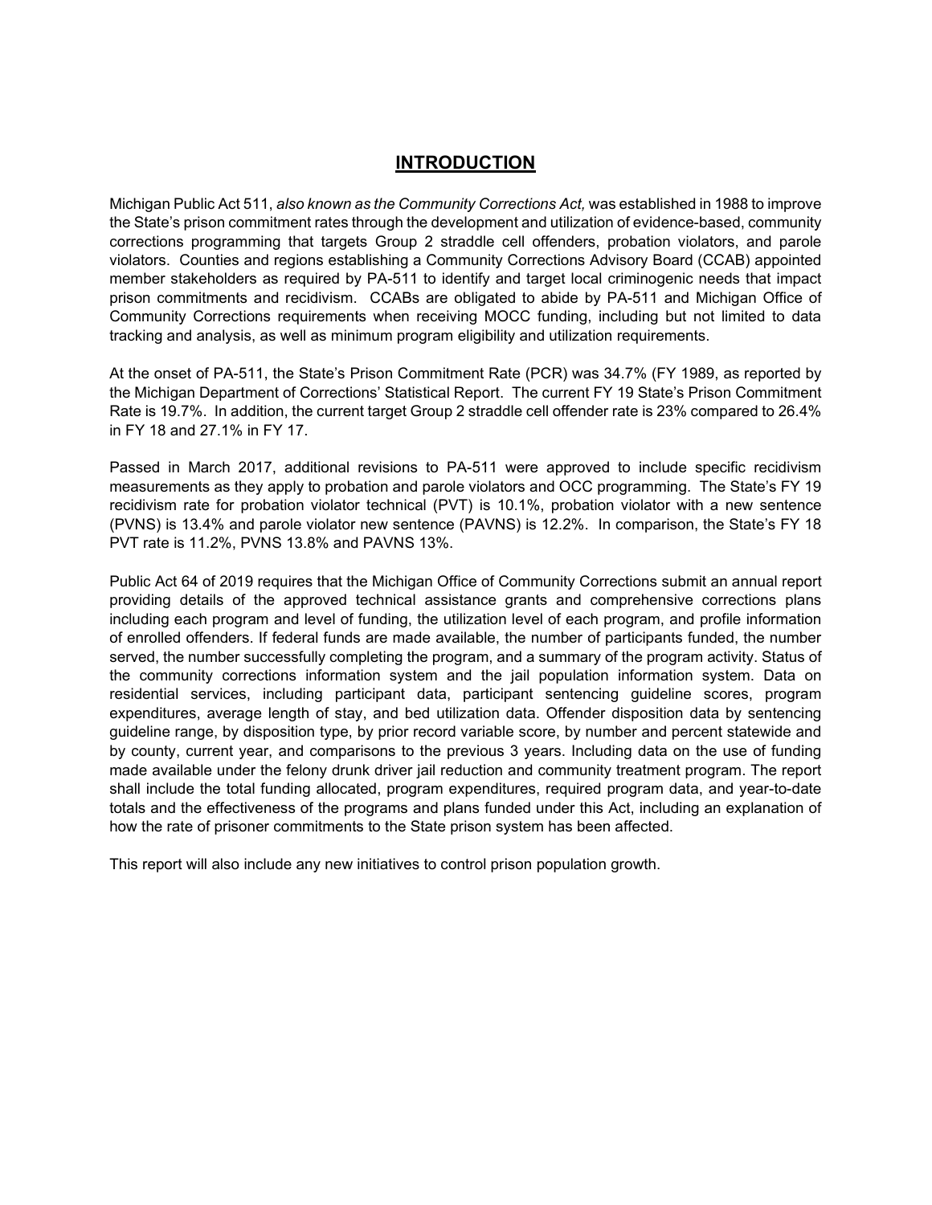# INTRODUCTION

Michigan Public Act 511, *also known as the Community Corrections Act,* was established in 1988 to improve the State's prison commitment rates through the development and utilization of evidence-based, community corrections programming that targets Group 2 straddle cell offenders, probation violators, and parole violators. Counties and regions establishing a Community Corrections Advisory Board (CCAB) appointed member stakeholders as required by PA-511 to identify and target local criminogenic needs that impact prison commitments and recidivism. CCABs are obligated to abide by PA-511 and Michigan Office of Community Corrections requirements when receiving MOCC funding, including but not limited to data tracking and analysis, as well as minimum program eligibility and utilization requirements.

At the onset of PA-511, the State's Prison Commitment Rate (PCR) was 34.7% (FY 1989, as reported by the Michigan Department of Corrections' Statistical Report. The current FY 19 State's Prison Commitment Rate is 19.7%. In addition, the current target Group 2 straddle cell offender rate is 23% compared to 26.4% in FY 18 and 27.1% in FY 17.

Passed in March 2017, additional revisions to PA-511 were approved to include specific recidivism measurements as they apply to probation and parole violators and OCC programming. The State's FY 19 recidivism rate for probation violator technical (PVT) is 10.1%, probation violator with a new sentence (PVNS) is 13.4% and parole violator new sentence (PAVNS) is 12.2%. In comparison, the State's FY 18 PVT rate is 11.2%, PVNS 13.8% and PAVNS 13%.

Public Act 64 of 2019 requires that the Michigan Office of Community Corrections submit an annual report providing details of the approved technical assistance grants and comprehensive corrections plans including each program and level of funding, the utilization level of each program, and profile information of enrolled offenders. If federal funds are made available, the number of participants funded, the number served, the number successfully completing the program, and a summary of the program activity. Status of the community corrections information system and the jail population information system. Data on residential services, including participant data, participant sentencing guideline scores, program expenditures, average length of stay, and bed utilization data. Offender disposition data by sentencing guideline range, by disposition type, by prior record variable score, by number and percent statewide and by county, current year, and comparisons to the previous 3 years. Including data on the use of funding made available under the felony drunk driver jail reduction and community treatment program. The report shall include the total funding allocated, program expenditures, required program data, and year-to-date totals and the effectiveness of the programs and plans funded under this Act, including an explanation of how the rate of prisoner commitments to the State prison system has been affected.

This report will also include any new initiatives to control prison population growth.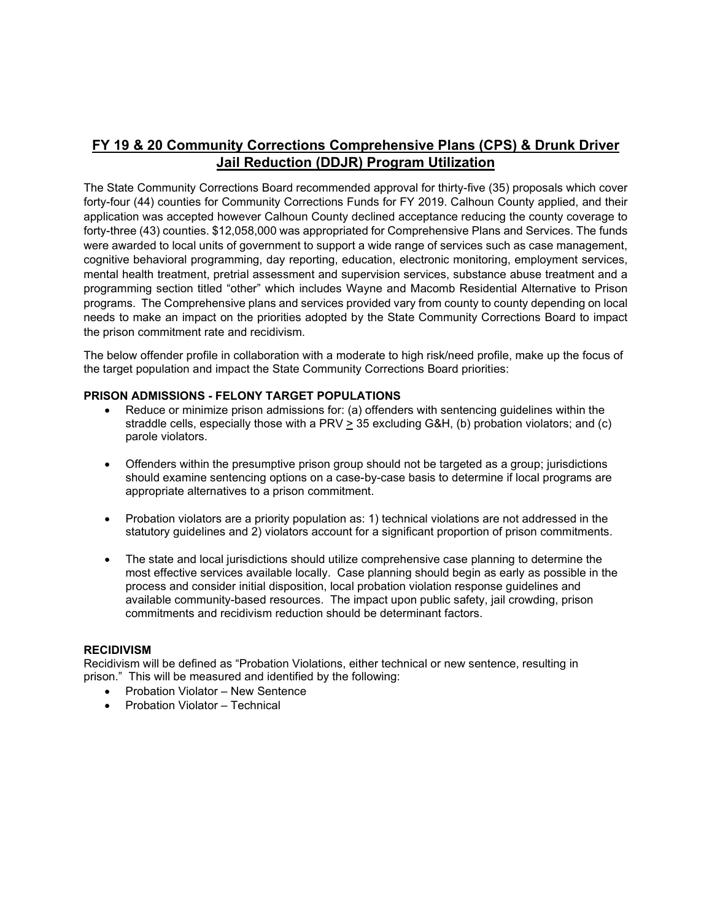# FY 19 & 20 Community Corrections Comprehensive Plans (CPS) & Drunk Driver Jail Reduction (DDJR) Program Utilization

The State Community Corrections Board recommended approval for thirty-five (35) proposals which cover forty-four (44) counties for Community Corrections Funds for FY 2019. Calhoun County applied, and their application was accepted however Calhoun County declined acceptance reducing the county coverage to forty-three (43) counties. $12,058,000 was appropriated for Comprehensive Plans and Services. The funds were awarded to local units of government to support a wide range of services such as case management, cognitive behavioral programming, day reporting, education, electronic monitoring, employment services, mental health treatment, pretrial assessment and supervision services, substance abuse treatment and a programming section titled "other" which includes Wayne and Macomb Residential Alternative to Prison programs. The Comprehensive plans and services provided vary from county to county depending on local needs to make an impact on the priorities adopted by the State Community Corrections Board to impact the prison commitment rate and recidivism.

The below offender profile in collaboration with a moderate to high risk/need profile, make up the focus of the target population and impact the State Community Corrections Board priorities:

### PRISON ADMISSIONS - FELONY TARGET POPULATIONS

- Reduce or minimize prison admissions for: (a) offenders with sentencing guidelines within the straddle cells, especially those with a PRV $\geq$ 35 excluding G&H, (b) probation violators; and (c) parole violators.
- Offenders within the presumptive prison group should not be targeted as a group; jurisdictions should examine sentencing options on a case-by-case basis to determine if local programs are appropriate alternatives to a prison commitment.
- Probation violators are a priority population as: 1) technical violations are not addressed in the statutory guidelines and 2) violators account for a significant proportion of prison commitments.
- The state and local jurisdictions should utilize comprehensive case planning to determine the most effective services available locally. Case planning should begin as early as possible in the process and consider initial disposition, local probation violation response guidelines and available community-based resources. The impact upon public safety, jail crowding, prison commitments and recidivism reduction should be determinant factors.

### RECIDIVISM

Recidivism will be defined as "Probation Violations, either technical or new sentence, resulting in prison." This will be measured and identified by the following:

- Probation Violator – New Sentence
- Probation Violator – Technical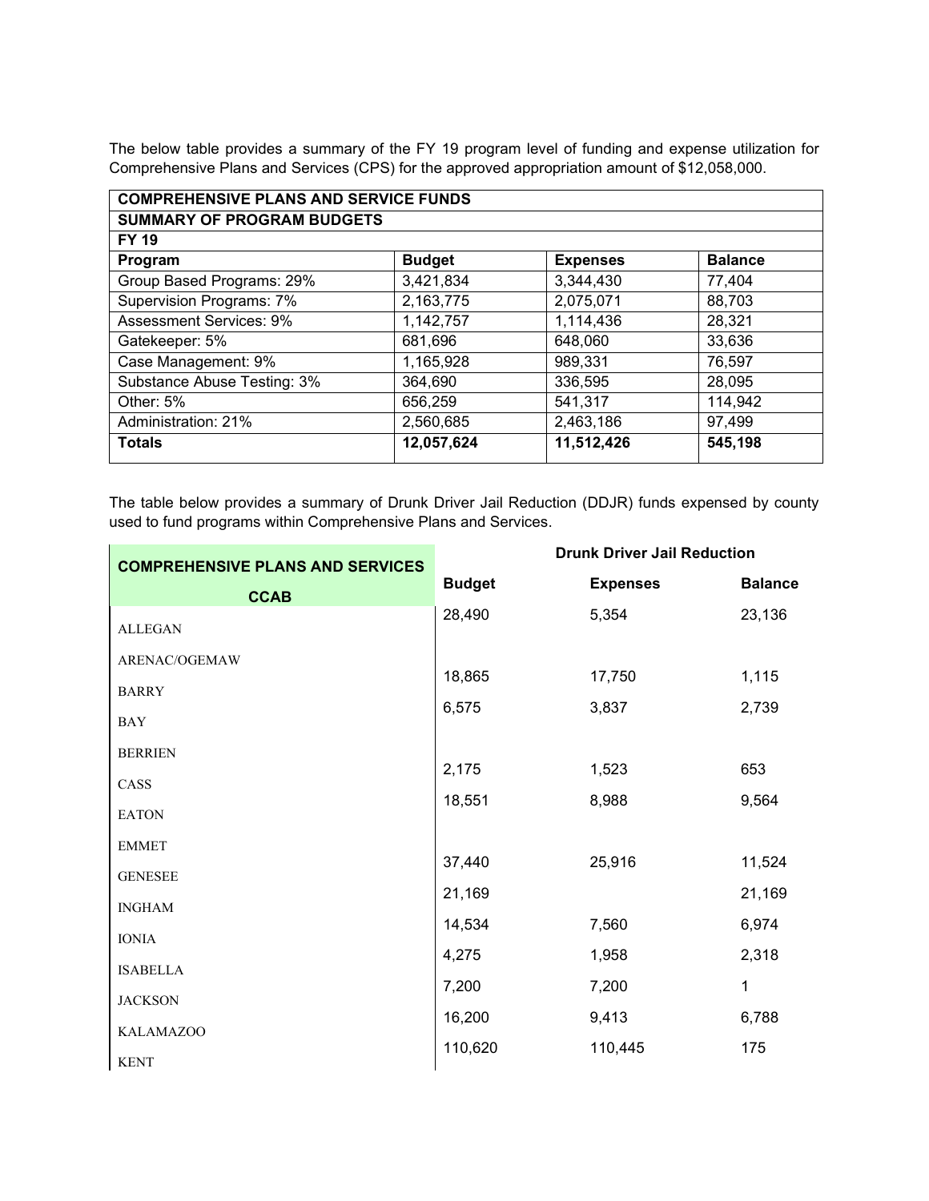The below table provides a summary of the FY 19 program level of funding and expense utilization for Comprehensive Plans and Services (CPS) for the approved appropriation amount of $12,058,000.

| COMPREHENSIVE PLANS AND SERVICE FUNDS | | | |
|---|---|---|---|
| **SUMMARY OF PROGRAM BUDGETS** | | | |
| **FY 19** | | | |
| **Program** | **Budget** | **Expenses** | **Balance** |
| Group Based Programs: 29% | 3,421,834 | 3,344,430 | 77,404 |
| Supervision Programs: 7% | 2,163,775 | 2,075,071 | 88,703 |
| Assessment Services: 9% | 1,142,757 | 1,114,436 | 28,321 |
| Gatekeeper: 5% | 681,696 | 648,060 | 33,636 |
| Case Management: 9% | 1,165,928 | 989,331 | 76,597 |
| Substance Abuse Testing: 3% | 364,690 | 336,595 | 28,095 |
| Other: 5% | 656,259 | 541,317 | 114,942 |
| Administration: 21% | 2,560,685 | 2,463,186 | 97,499 |
| **Totals** | **12,057,624** | **11,512,426** | **545,198** |

The table below provides a summary of Drunk Driver Jail Reduction (DDJR) funds expensed by county used to fund programs within Comprehensive Plans and Services.

| COMPREHENSIVE PLANS AND SERVICES | Drunk Driver Jail Reduction | | |
|---|---|---|---|
| **CCAB** | **Budget** | **Expenses** | **Balance** |
| ALLEGAN | 28,490 | 5,354 | 23,136 |
| ARENAC/OGEMAW | | | |
| BARRY | 18,865 | 17,750 | 1,115 |
| BAY | 6,575 | 3,837 | 2,739 |
| BERRIEN | | | |
| CASS | 2,175 | 1,523 | 653 |
| EATON | 18,551 | 8,988 | 9,564 |
| EMMET | | | |
| GENESEE | 37,440 | 25,916 | 11,524 |
| INGHAM | 21,169 | | 21,169 |
| IONIA | 14,534 | 7,560 | 6,974 |
| ISABELLA | 4,275 | 1,958 | 2,318 |
| JACKSON | 7,200 | 7,200 | 1 |
| KALAMAZOO | 16,200 | 9,413 | 6,788 |
| KENT | 110,620 | 110,445 | 175 |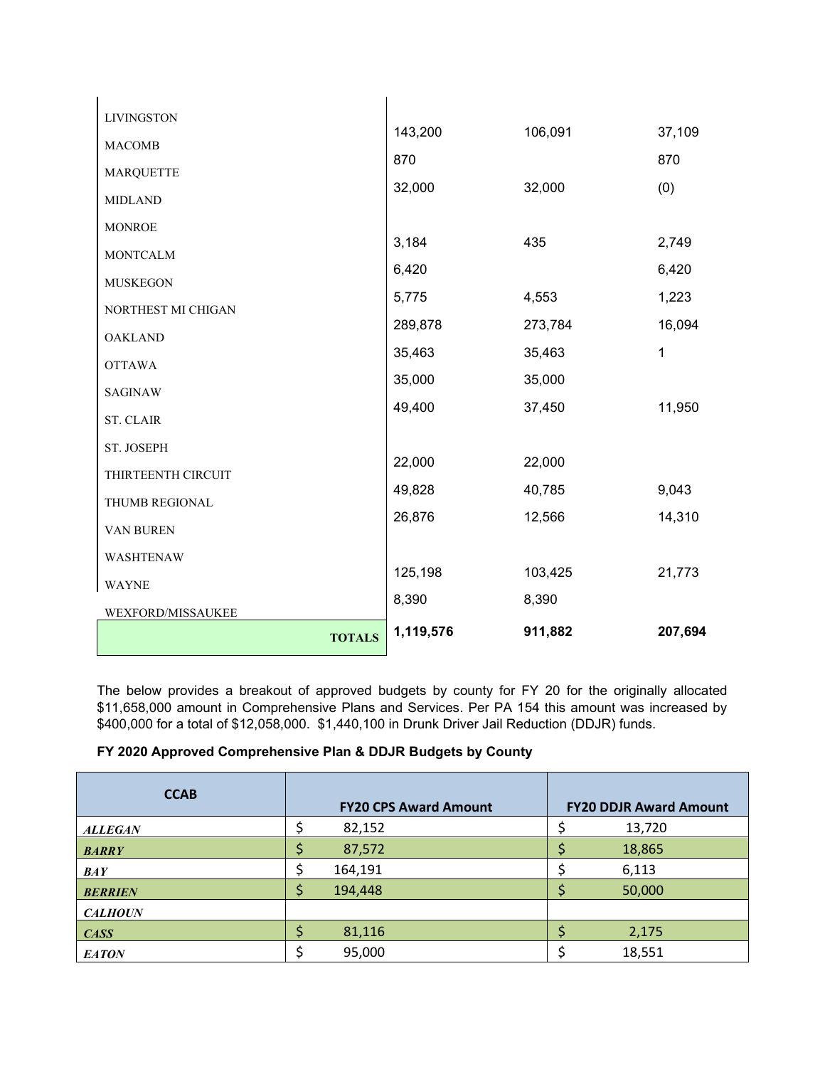| | | | |
|---|---|---|---|
| LIVINGSTON | | | |
| MACOMB | 143,200 | 106,091 | 37,109 |
| MARQUETTE | 870 | | 870 |
| MIDLAND | 32,000 | 32,000 | (0) |
| MONROE | | | |
| MONTCALM | 3,184 | 435 | 2,749 |
| MUSKEGON | 6,420 | | 6,420 |
| NORTHEST MI CHIGAN | 5,775 | 4,553 | 1,223 |
| OAKLAND | 289,878 | 273,784 | 16,094 |
| OTTAWA | 35,463 | 35,463 | 1 |
| SAGINAW | 35,000 | 35,000 | |
| ST. CLAIR | 49,400 | 37,450 | 11,950 |
| ST. JOSEPH | | | |
| THIRTEENTH CIRCUIT | 22,000 | 22,000 | |
| THUMB REGIONAL | 49,828 | 40,785 | 9,043 |
| VAN BUREN | 26,876 | 12,566 | 14,310 |
| WASHTENAW | | | |
| WAYNE | 125,198 | 103,425 | 21,773 |
| WEXFORD/MISSAUKEE | 8,390 | 8,390 | |
| **TOTALS** | **1,119,576** | **911,882** | **207,694** |

The below provides a breakout of approved budgets by county for FY 20 for the originally allocated $11,658,000 amount in Comprehensive Plans and Services. Per PA 154 this amount was increased by $400,000 for a total of $12,058,000. $1,440,100 in Drunk Driver Jail Reduction (DDJR) funds.

**FY 2020 Approved Comprehensive Plan & DDJR Budgets by County**

| CCAB | FY20 CPS Award Amount | FY20 DDJR Award Amount |
|---|---|---|
| ***ALLEGAN*** | $ 82,152 | $ 13,720 |
| ***BARRY*** | $ 87,572 | $ 18,865 |
| ***BAY*** | $ 164,191 | $ 6,113 |
| ***BERRIEN*** | $ 194,448 | $ 50,000 |
| ***CALHOUN*** | | |
| ***CASS*** | $ 81,116 | $ 2,175 |
| ***EATON*** | $ 95,000 | $ 18,551 |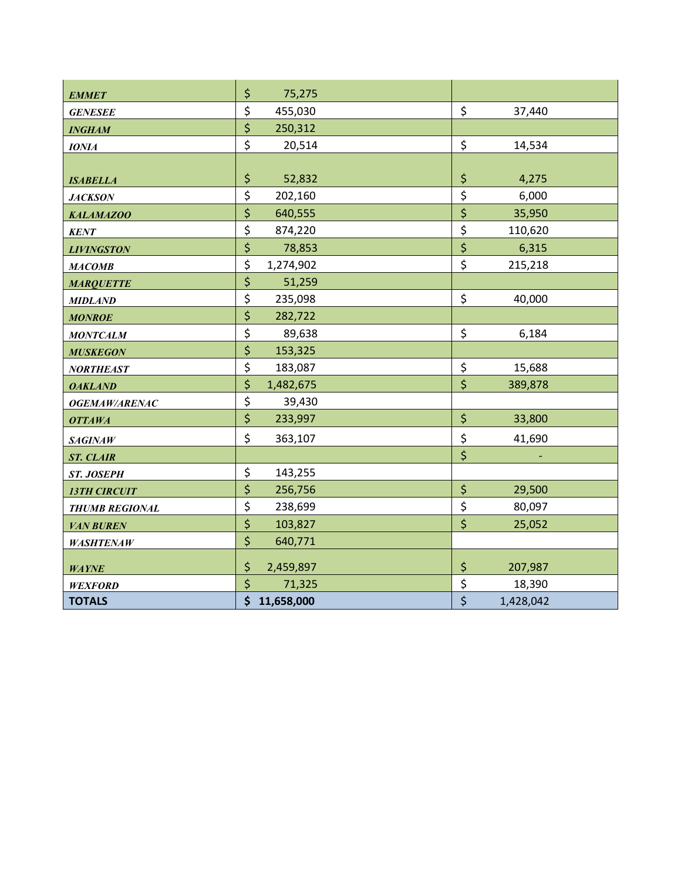| | | |
|---|---|---|
| ***EMMET*** | $ 75,275 | |
| ***GENESEE*** | $ 455,030 | $ 37,440 |
| ***INGHAM*** | $ 250,312 | |
| ***IONIA*** | $ 20,514 | $ 14,534 |
| ***ISABELLA*** | $ 52,832 | $ 4,275 |
| ***JACKSON*** | $ 202,160 | $ 6,000 |
| ***KALAMAZOO*** | $ 640,555 | $ 35,950 |
| ***KENT*** | $ 874,220 | $ 110,620 |
| ***LIVINGSTON*** | $ 78,853 | $ 6,315 |
| ***MACOMB*** | $ 1,274,902 | $ 215,218 |
| ***MARQUETTE*** | $ 51,259 | |
| ***MIDLAND*** | $ 235,098 | $ 40,000 |
| ***MONROE*** | $ 282,722 | |
| ***MONTCALM*** | $ 89,638 | $ 6,184 |
| ***MUSKEGON*** | $ 153,325 | |
| ***NORTHEAST*** | $ 183,087 | $ 15,688 |
| ***OAKLAND*** | $ 1,482,675 | $ 389,878 |
| ***OGEMAW/ARENAC*** | $ 39,430 | |
| ***OTTAWA*** | $ 233,997 | $ 33,800 |
| ***SAGINAW*** | $ 363,107 | $ 41,690 |
| ***ST. CLAIR*** | | $ - |
| ***ST. JOSEPH*** | $ 143,255 | |
| ***13TH CIRCUIT*** | $ 256,756 | $ 29,500 |
| ***THUMB REGIONAL*** | $ 238,699 | $ 80,097 |
| ***VAN BUREN*** | $ 103,827 | $ 25,052 |
| ***WASHTENAW*** | $ 640,771 | |
| ***WAYNE*** | $ 2,459,897 | $ 207,987 |
| ***WEXFORD*** | $ 71,325 | $ 18,390 |
| **TOTALS** | **$ 11,658,000** | $ 1,428,042 |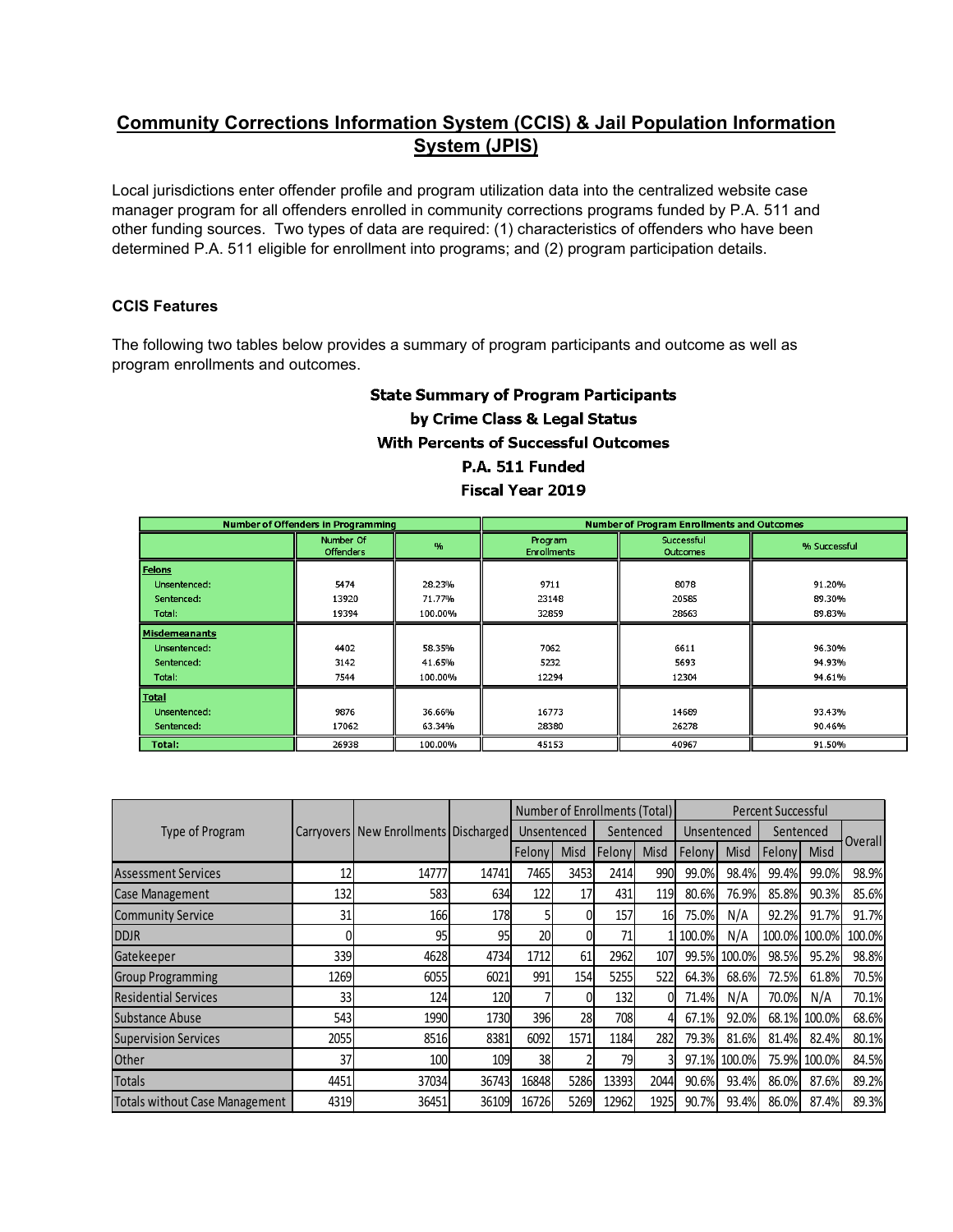## Community Corrections Information System (CCIS) & Jail Population Information System (JPIS)

Local jurisdictions enter offender profile and program utilization data into the centralized website case manager program for all offenders enrolled in community corrections programs funded by P.A. 511 and other funding sources. Two types of data are required: (1) characteristics of offenders who have been determined P.A. 511 eligible for enrollment into programs; and (2) program participation details.

### CCIS Features

The following two tables below provides a summary of program participants and outcome as well as program enrollments and outcomes.

**State Summary of Program Participants**
**by Crime Class & Legal Status**
**With Percents of Successful Outcomes**
**P.A. 511 Funded**
**Fiscal Year 2019**

| | Number of Offenders in Programming | | Number of Program Enrollments and Outcomes | | |
|---|---|---|---|---|---|
| | Number Of Offenders | % | Program Enrollments | Successful Outcomes | % Successful |
| **Felons** | | | | | |
| Unsentenced: | 5474 | 28.23% | 9711 | 8078 | 91.20% |
| Sentenced: | 13920 | 71.77% | 23148 | 20585 | 89.30% |
| Total: | 19394 | 100.00% | 32859 | 28663 | 89.83% |
| **Misdemeanants** | | | | | |
| Unsentenced: | 4402 | 58.35% | 7062 | 6611 | 96.30% |
| Sentenced: | 3142 | 41.65% | 5232 | 5693 | 94.93% |
| Total: | 7544 | 100.00% | 12294 | 12304 | 94.61% |
| **Total** | | | | | |
| Unsentenced: | 9876 | 36.66% | 16773 | 14689 | 93.43% |
| Sentenced: | 17062 | 63.34% | 28380 | 26278 | 90.46% |
| **Total:** | 26938 | 100.00% | 45153 | 40967 | 91.50% |

| Type of Program | Carryovers | New Enrollments | Discharged | Number of Enrollments (Total) | | | | Percent Successful | | | | |
|---|---|---|---|---|---|---|---|---|---|---|---|---|
| | | | | Unsentenced | | Sentenced | | Unsentenced | | Sentenced | | Overall |
| | | | | Felony | Misd | Felony | Misd | Felony | Misd | Felony | Misd | |
| Assessment Services | 12 | 14777 | 14741 | 7465 | 3453 | 2414 | 990 | 99.0% | 98.4% | 99.4% | 99.0% | 98.9% |
| Case Management | 132 | 583 | 634 | 122 | 17 | 431 | 119 | 80.6% | 76.9% | 85.8% | 90.3% | 85.6% |
| Community Service | 31 | 166 | 178 | 5 | 0 | 157 | 16 | 75.0% | N/A | 92.2% | 91.7% | 91.7% |
| DDJR | 0 | 95 | 95 | 20 | 0 | 71 | 1 | 100.0% | N/A | 100.0% | 100.0% | 100.0% |
| Gatekeeper | 339 | 4628 | 4734 | 1712 | 61 | 2962 | 107 | 99.5% | 100.0% | 98.5% | 95.2% | 98.8% |
| Group Programming | 1269 | 6055 | 6021 | 991 | 154 | 5255 | 522 | 64.3% | 68.6% | 72.5% | 61.8% | 70.5% |
| Residential Services | 33 | 124 | 120 | 7 | 0 | 132 | 0 | 71.4% | N/A | 70.0% | N/A | 70.1% |
| Substance Abuse | 543 | 1990 | 1730 | 396 | 28 | 708 | 4 | 67.1% | 92.0% | 68.1% | 100.0% | 68.6% |
| Supervision Services | 2055 | 8516 | 8381 | 6092 | 1571 | 1184 | 282 | 79.3% | 81.6% | 81.4% | 82.4% | 80.1% |
| Other | 37 | 100 | 109 | 38 | 2 | 79 | 3 | 97.1% | 100.0% | 75.9% | 100.0% | 84.5% |
| Totals | 4451 | 37034 | 36743 | 16848 | 5286 | 13393 | 2044 | 90.6% | 93.4% | 86.0% | 87.6% | 89.2% |
| Totals without Case Management | 4319 | 36451 | 36109 | 16726 | 5269 | 12962 | 1925 | 90.7% | 93.4% | 86.0% | 87.4% | 89.3% |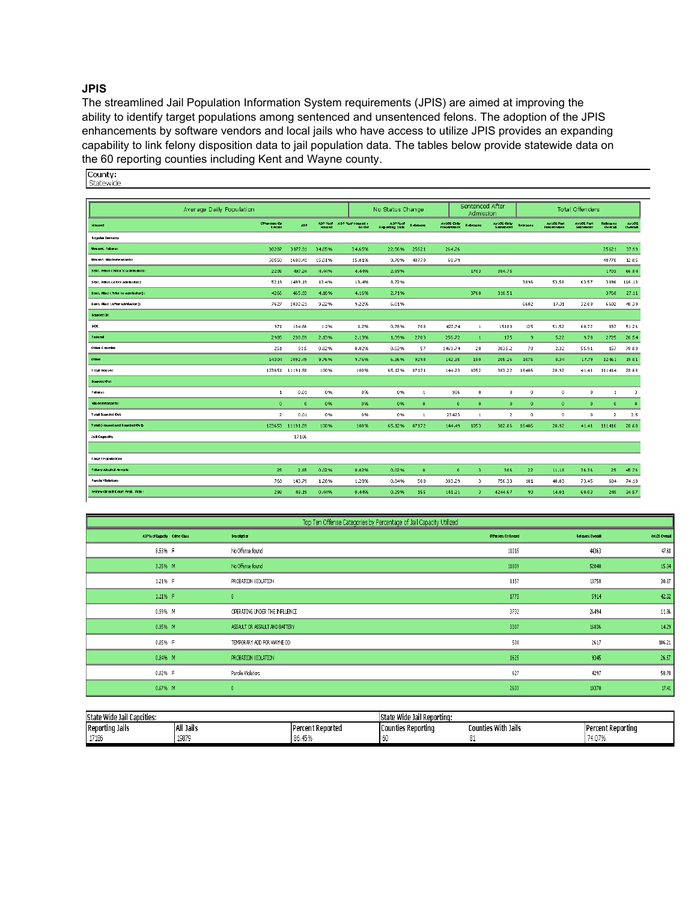### JPIS

The streamlined Jail Population Information System requirements (JPIS) are aimed at improving the ability to identify target populations among sentenced and unsentenced felons. The adoption of the JPIS enhancements by software vendors and local jails who have access to utilize JPIS provides an expanding capability to link felony disposition data to jail population data. The tables below provide statewide data on the 60 reporting counties including Kent and Wayne county.

County:
Statewide

| Average Daily Population | | | | | No Status Change | | | Sentenced After Admission | | | Total Offenders | | | |
|---|---|---|---|---|---|---|---|---|---|---|---|---|---|---|
| Housed | Offenders On Record | ADP | ADP % of Housed | ADP % of Housed + Bd Out | ADP % of Reporting Jails | Releases | AvLOS Only Presentence | Releases | AvLOS Only Sentenced | Releases | AvLOS Part Presentence | AvLOS Part Sentenced | Releases Overall | AvLOS Overall |
| Regular Inmates | | | | | | | | | | | | | | |
| Unsent. Felons: | 30287 | 3877.91 | 34.65% | 34.65% | 22.56% | 25621 | 264.26 | | | | | | 25621 | 37.99 |
| Unsent. Misdemeanants: | 50550 | 1680.41 | 15.01% | 15.01% | 9.78% | 48770 | 68.79 | | | | | | 48770 | 12.05 |
| Sent. Felon (Prior to admission): | 2205 | 497.24 | 4.44% | 4.44% | 2.89% | | | 1703 | 384.75 | | | | 1703 | 66.84 |
| Sent. Felon (After admission): | 5219 | 1499.19 | 13.4% | 13.4% | 8.72% | | | | | 3896 | 53.56 | 63.57 | 3896 | 116.13 |
| Sent. Misd (Prior to admission): | 4266 | 465.83 | 4.16% | 4.16% | 2.71% | | | 3760 | 310.51 | | | | 3760 | 27.11 |
| Sent. Misd (After admission): | 7627 | 1032.21 | 9.22% | 9.22% | 6.01% | | | | | 6602 | 17.31 | 32.08 | 6602 | 48.39 |
| Boarded In | | | | | | | | | | | | | | |
| DOC | 971 | 134.66 | 1.2% | 1.2% | 0.78% | 708 | 427.74 | 1 | 15180 | 125 | 51.52 | 60.72 | 837 | 51.26 |
| Federal | 2985 | 238.59 | 2.13% | 2.13% | 1.39% | 2703 | 256.72 | 1 | 175 | 9 | 5.22 | 9.78 | 2725 | 26.54 |
| Other Counties | 251 | 91.5 | 0.82% | 0.82% | 0.53% | 57 | 1469.74 | 20 | 3035.2 | 78 | 2.32 | 55.91 | 157 | 78.09 |
| Other | 14304 | 1092.49 | 9.76% | 9.76% | 6.36% | 9298 | 142.35 | 180 | 205.26 | 1075 | 8.34 | 17.79 | 12461 | 19.01 |
| Total Housed | 125651 | 11191.58 | 100% | 100% | 65.12% | 87171 | 144.23 | 1052 | 383.22 | 16406 | 20.92 | 41.41 | 111414 | 28.68 |
| Boarded Out | | | | | | | | | | | | | | |
| Felons: | 1 | 0.01 | 0% | 0% | 0% | 1 | 906 | 0 | 0 | 0 | 0 | 0 | 1 | 3 |
| Misdemeanants: | 0 | 0 | 0% | 0% | 0% | 0 | 0 | 0 | 0 | 0 | 0 | 0 | 0 | 0 |
| Total Boarded Out: | 2 | 0.01 | 0% | 0% | 0% | 1 | 23423 | 1 | 2 | 0 | 0 | 0 | 2 | 2.5 |
| Total (Housed and Boarded Out): | 125653 | 11191.59 | 100% | 100% | 65.12% | 87172 | 144.49 | 1053 | 382.86 | 16406 | 20.92 | 41.41 | 111416 | 28.68 |
| Jail Capacity | | 17186 | | | | | | | | | | | | |
| | | | | | | | | | | | | | | |
| Target Populations | | | | | | | | | | | | | | |
| Felony Alcohol Arrests: | 25 | 2.65 | 0.02% | 0.02% | 0.02% | 0 | 0 | 3 | 306 | 22 | 11.18 | 36.36 | 25 | 45.76 |
| Parole Violators: | 768 | 143.79 | 1.28% | 1.28% | 0.84% | 500 | 383.29 | 3 | 756.33 | 101 | 40.83 | 73.45 | 604 | 74.18 |
| Felony Circuit Court Prob. Viols: | 298 | 49.19 | 0.44% | 0.44% | 0.29% | 155 | 141.21 | 3 | 4244.67 | 90 | 14.01 | 60.03 | 248 | 34.57 |

**Top Ten Offense Categories by Percentage of Jail Capacity Utilized**

| ADP % of Capacity | Crime Class | Description | Offenders On Record | Releases Overall | AvLOS Overall |
|---|---|---|---|---|---|
| 8.53% | F | No Offense found | 11015 | 44363 | 47.68 |
| 3.35% | M | No Offense found | 11809 | 52040 | 15.34 |
| 1.21% | F | PROBATION VIOLATION | 1157 | 13758 | 30.87 |
| 1.11% | F | 0 | 1775 | 5914 | 42.82 |
| 0.99% | M | OPERATING UNDER THE INFLUENCE | 3732 | 26494 | 11.86 |
| 0.85% | M | ASSAULT OR ASSAULT AND BATTERY | 3307 | 16836 | 14.29 |
| 0.85% | F | TEMPORARY ADD FOR WAYNE CO | 501 | 2617 | 106.21 |
| 0.84% | M | PROBATION VIOLATION | 1625 | 9345 | 26.57 |
| 0.82% | F | Parole Violators | 627 | 4297 | 58.78 |
| 0.67% | M | 0 | 2633 | 10370 | 17.41 |

| State Wide Jail Capcities: | | | State Wide Jail Reporting: | | |
|---|---|---|---|---|---|
| Reporting Jails | All Jails | Percent Reported | Counties Reporting | Counties With Jails | Percent Reporting |
| 17186 | 19879 | 86.45% | 60 | 81 | 74.07% |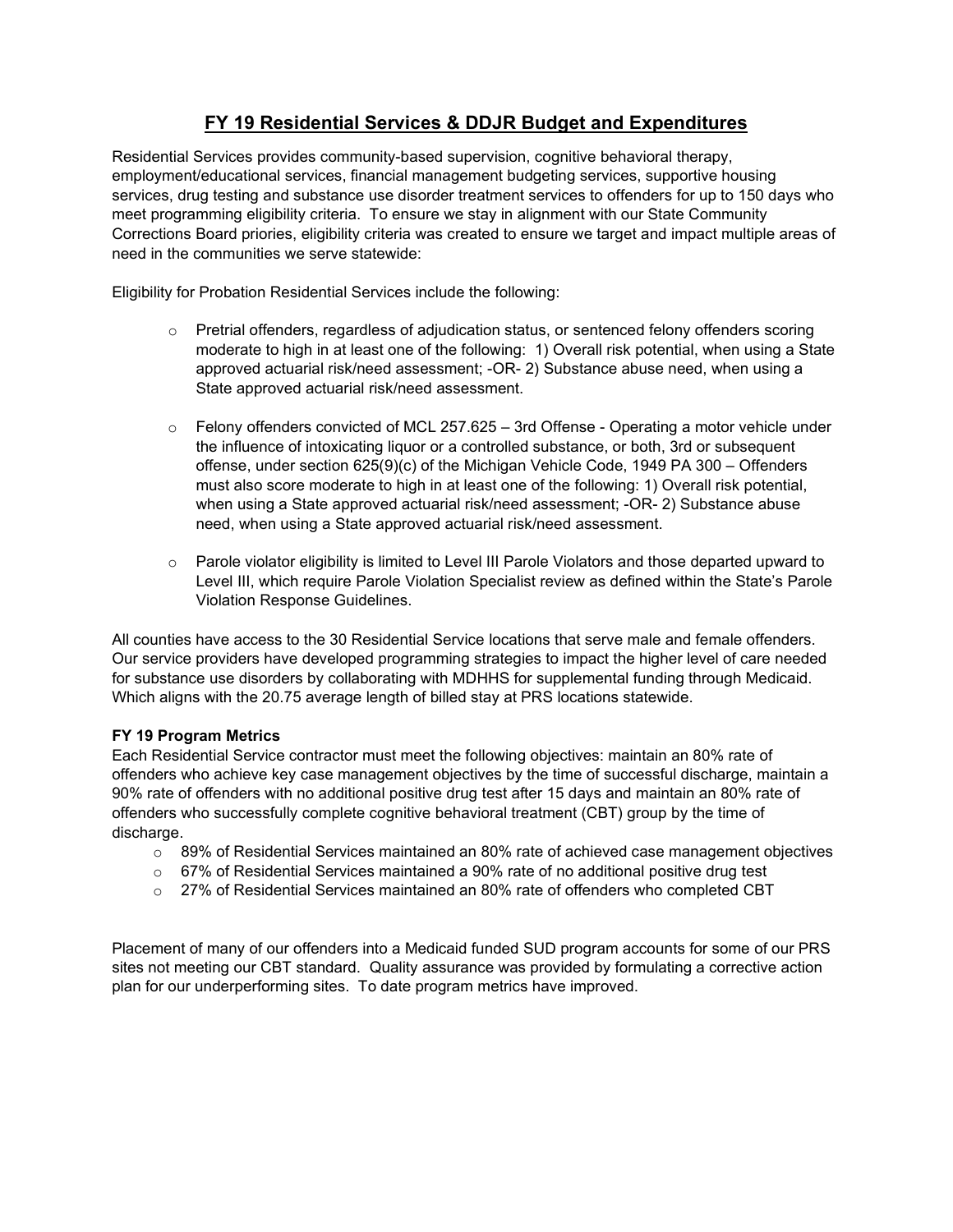# FY 19 Residential Services & DDJR Budget and Expenditures

Residential Services provides community-based supervision, cognitive behavioral therapy, employment/educational services, financial management budgeting services, supportive housing services, drug testing and substance use disorder treatment services to offenders for up to 150 days who meet programming eligibility criteria. To ensure we stay in alignment with our State Community Corrections Board priories, eligibility criteria was created to ensure we target and impact multiple areas of need in the communities we serve statewide:

Eligibility for Probation Residential Services include the following:

- Pretrial offenders, regardless of adjudication status, or sentenced felony offenders scoring moderate to high in at least one of the following: 1) Overall risk potential, when using a State approved actuarial risk/need assessment; -OR- 2) Substance abuse need, when using a State approved actuarial risk/need assessment.
- Felony offenders convicted of MCL 257.625 – 3rd Offense - Operating a motor vehicle under the influence of intoxicating liquor or a controlled substance, or both, 3rd or subsequent offense, under section 625(9)(c) of the Michigan Vehicle Code, 1949 PA 300 – Offenders must also score moderate to high in at least one of the following: 1) Overall risk potential, when using a State approved actuarial risk/need assessment; -OR- 2) Substance abuse need, when using a State approved actuarial risk/need assessment.
- Parole violator eligibility is limited to Level III Parole Violators and those departed upward to Level III, which require Parole Violation Specialist review as defined within the State's Parole Violation Response Guidelines.

All counties have access to the 30 Residential Service locations that serve male and female offenders. Our service providers have developed programming strategies to impact the higher level of care needed for substance use disorders by collaborating with MDHHS for supplemental funding through Medicaid. Which aligns with the 20.75 average length of billed stay at PRS locations statewide.

**FY 19 Program Metrics**

Each Residential Service contractor must meet the following objectives: maintain an 80% rate of offenders who achieve key case management objectives by the time of successful discharge, maintain a 90% rate of offenders with no additional positive drug test after 15 days and maintain an 80% rate of offenders who successfully complete cognitive behavioral treatment (CBT) group by the time of discharge.

- 89% of Residential Services maintained an 80% rate of achieved case management objectives
- 67% of Residential Services maintained a 90% rate of no additional positive drug test
- 27% of Residential Services maintained an 80% rate of offenders who completed CBT

Placement of many of our offenders into a Medicaid funded SUD program accounts for some of our PRS sites not meeting our CBT standard. Quality assurance was provided by formulating a corrective action plan for our underperforming sites. To date program metrics have improved.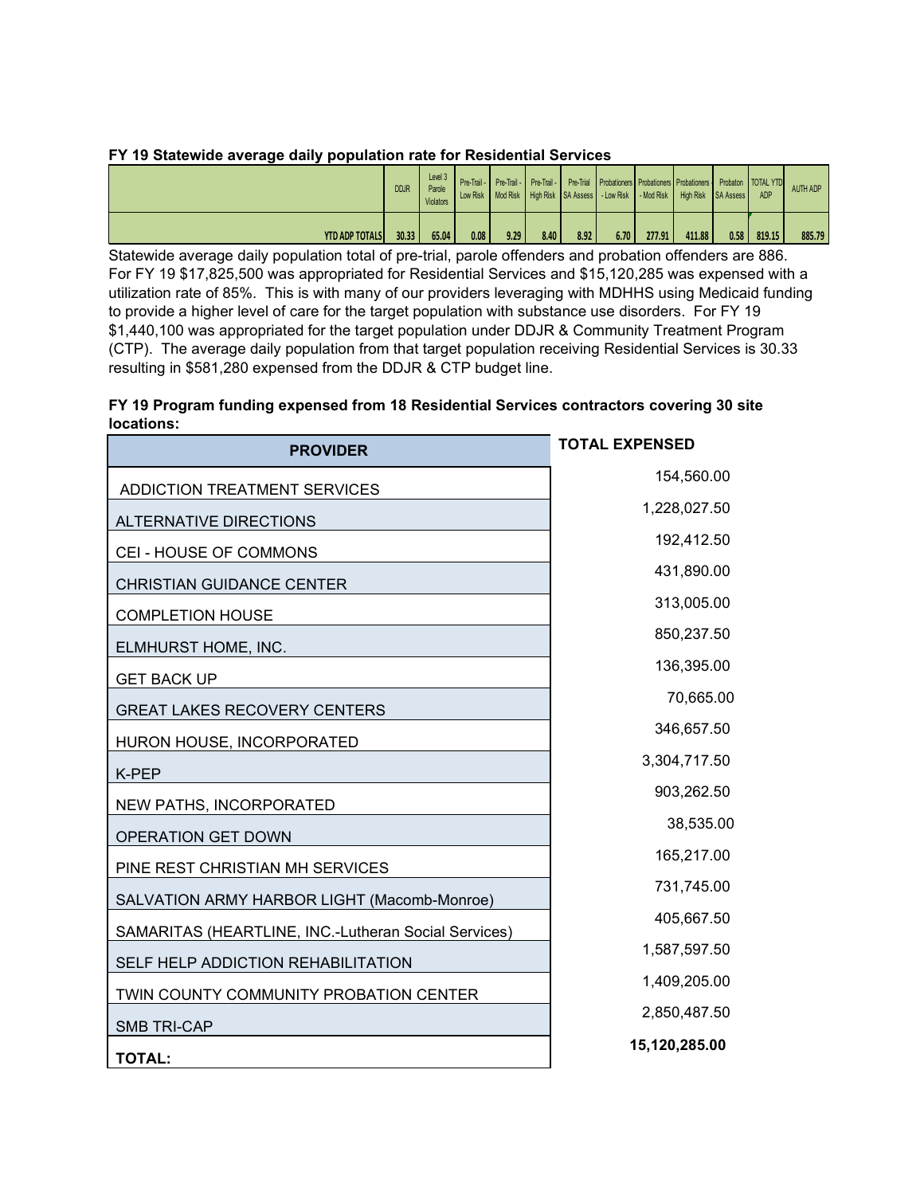**FY 19 Statewide average daily population rate for Residential Services**

| | DDJR | Level 3 Parole Violators | Pre-Trail - Low Risk | Pre-Trail - Mod Risk | Pre-Trail - High Risk | Pre-Trial SA Assess | Probationers - Low Risk | Probationers - Mod Risk | Probationers High Risk | Probaton SA Assess | TOTAL YTD ADP | AUTH ADP |
|---|---|---|---|---|---|---|---|---|---|---|---|---|
| YTD ADP TOTALS | 30.33 | 65.04 | 0.08 | 9.29 | 8.40 | 8.92 | 6.70 | 277.91 | 411.88 | 0.58 | 819.15 | 885.79 |

Statewide average daily population total of pre-trial, parole offenders and probation offenders are 886. For FY 19 $17,825,500 was appropriated for Residential Services and $15,120,285 was expensed with a utilization rate of 85%. This is with many of our providers leveraging with MDHHS using Medicaid funding to provide a higher level of care for the target population with substance use disorders. For FY 19 $1,440,100 was appropriated for the target population under DDJR & Community Treatment Program (CTP). The average daily population from that target population receiving Residential Services is 30.33 resulting in $581,280 expensed from the DDJR & CTP budget line.

**FY 19 Program funding expensed from 18 Residential Services contractors covering 30 site locations:**

| PROVIDER | TOTAL EXPENSED |
|---|---|
| ADDICTION TREATMENT SERVICES | 154,560.00 |
| ALTERNATIVE DIRECTIONS | 1,228,027.50 |
| CEI - HOUSE OF COMMONS | 192,412.50 |
| CHRISTIAN GUIDANCE CENTER | 431,890.00 |
| COMPLETION HOUSE | 313,005.00 |
| ELMHURST HOME, INC. | 850,237.50 |
| GET BACK UP | 136,395.00 |
| GREAT LAKES RECOVERY CENTERS | 70,665.00 |
| HURON HOUSE, INCORPORATED | 346,657.50 |
| K-PEP | 3,304,717.50 |
| NEW PATHS, INCORPORATED | 903,262.50 |
| OPERATION GET DOWN | 38,535.00 |
| PINE REST CHRISTIAN MH SERVICES | 165,217.00 |
| SALVATION ARMY HARBOR LIGHT (Macomb-Monroe) | 731,745.00 |
| SAMARITAS (HEARTLINE, INC.-Lutheran Social Services) | 405,667.50 |
| SELF HELP ADDICTION REHABILITATION | 1,587,597.50 |
| TWIN COUNTY COMMUNITY PROBATION CENTER | 1,409,205.00 |
| SMB TRI-CAP | 2,850,487.50 |
| **TOTAL:** | **15,120,285.00** |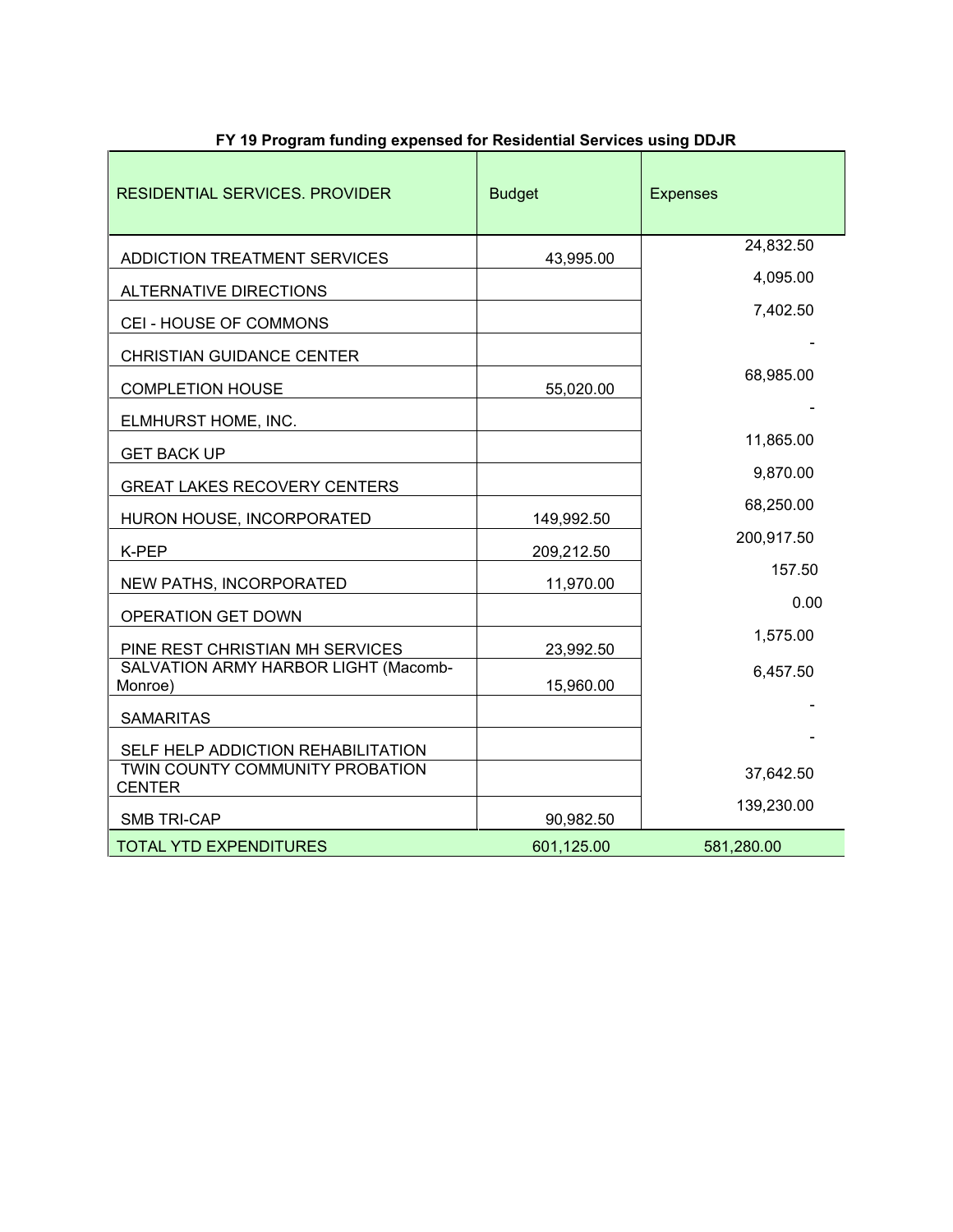**FY 19 Program funding expensed for Residential Services using DDJR**

| RESIDENTIAL SERVICES. PROVIDER | Budget | Expenses |
|---|---|---|
| ADDICTION TREATMENT SERVICES | 43,995.00 | 24,832.50 |
| ALTERNATIVE DIRECTIONS | | 4,095.00 |
| CEI - HOUSE OF COMMONS | | 7,402.50 |
| CHRISTIAN GUIDANCE CENTER | | - |
| COMPLETION HOUSE | 55,020.00 | 68,985.00 |
| ELMHURST HOME, INC. | | - |
| GET BACK UP | | 11,865.00 |
| GREAT LAKES RECOVERY CENTERS | | 9,870.00 |
| HURON HOUSE, INCORPORATED | 149,992.50 | 68,250.00 |
| K-PEP | 209,212.50 | 200,917.50 |
| NEW PATHS, INCORPORATED | 11,970.00 | 157.50 |
| OPERATION GET DOWN | | 0.00 |
| PINE REST CHRISTIAN MH SERVICES | 23,992.50 | 1,575.00 |
| SALVATION ARMY HARBOR LIGHT (Macomb-Monroe) | 15,960.00 | 6,457.50 |
| SAMARITAS | | - |
| SELF HELP ADDICTION REHABILITATION | | - |
| TWIN COUNTY COMMUNITY PROBATION CENTER | | 37,642.50 |
| SMB TRI-CAP | 90,982.50 | 139,230.00 |
| TOTAL YTD EXPENDITURES | 601,125.00 | 581,280.00 |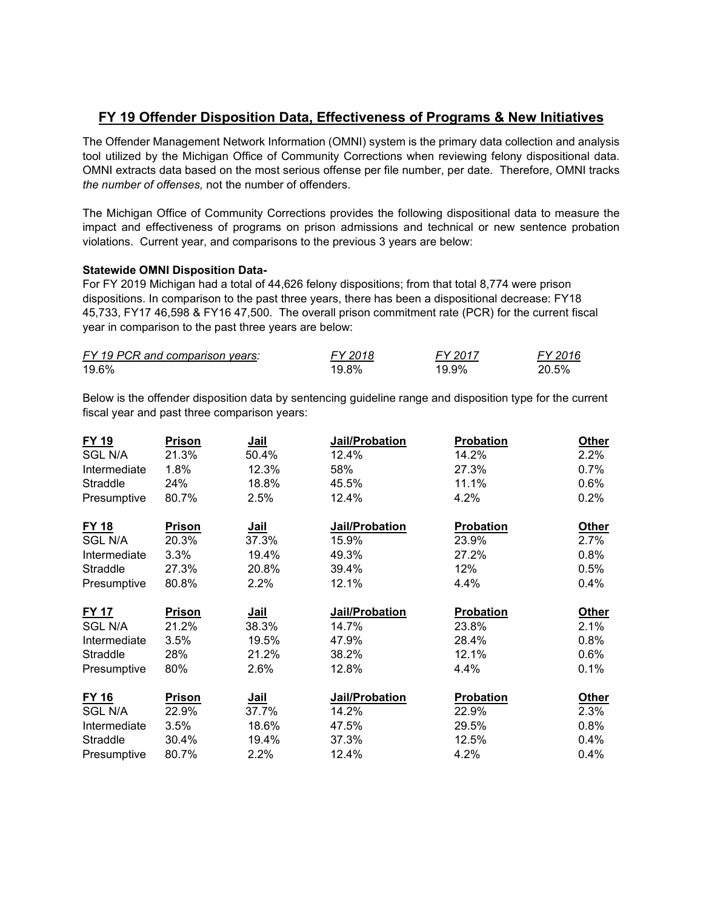## FY 19 Offender Disposition Data, Effectiveness of Programs & New Initiatives

The Offender Management Network Information (OMNI) system is the primary data collection and analysis tool utilized by the Michigan Office of Community Corrections when reviewing felony dispositional data. OMNI extracts data based on the most serious offense per file number, per date. Therefore, OMNI tracks *the number of offenses,* not the number of offenders.

The Michigan Office of Community Corrections provides the following dispositional data to measure the impact and effectiveness of programs on prison admissions and technical or new sentence probation violations. Current year, and comparisons to the previous 3 years are below:

**Statewide OMNI Disposition Data-**

For FY 2019 Michigan had a total of 44,626 felony dispositions; from that total 8,774 were prison dispositions. In comparison to the past three years, there has been a dispositional decrease: FY18 45,733, FY17 46,598 & FY16 47,500. The overall prison commitment rate (PCR) for the current fiscal year in comparison to the past three years are below:

| *FY 19 PCR and comparison years:* | *FY 2018* | *FY 2017* | *FY 2016* |
|---|---|---|---|
| 19.6% | 19.8% | 19.9% | 20.5% |

Below is the offender disposition data by sentencing guideline range and disposition type for the current fiscal year and past three comparison years:

| **FY 19** | **Prison** | **Jail** | **Jail/Probation** | **Probation** | **Other** |
|---|---|---|---|---|---|
| SGL N/A | 21.3% | 50.4% | 12.4% | 14.2% | 2.2% |
| Intermediate | 1.8% | 12.3% | 58% | 27.3% | 0.7% |
| Straddle | 24% | 18.8% | 45.5% | 11.1% | 0.6% |
| Presumptive | 80.7% | 2.5% | 12.4% | 4.2% | 0.2% |

| **FY 18** | **Prison** | **Jail** | **Jail/Probation** | **Probation** | **Other** |
|---|---|---|---|---|---|
| SGL N/A | 20.3% | 37.3% | 15.9% | 23.9% | 2.7% |
| Intermediate | 3.3% | 19.4% | 49.3% | 27.2% | 0.8% |
| Straddle | 27.3% | 20.8% | 39.4% | 12% | 0.5% |
| Presumptive | 80.8% | 2.2% | 12.1% | 4.4% | 0.4% |

| **FY 17** | **Prison** | **Jail** | **Jail/Probation** | **Probation** | **Other** |
|---|---|---|---|---|---|
| SGL N/A | 21.2% | 38.3% | 14.7% | 23.8% | 2.1% |
| Intermediate | 3.5% | 19.5% | 47.9% | 28.4% | 0.8% |
| Straddle | 28% | 21.2% | 38.2% | 12.1% | 0.6% |
| Presumptive | 80% | 2.6% | 12.8% | 4.4% | 0.1% |

| **FY 16** | **Prison** | **Jail** | **Jail/Probation** | **Probation** | **Other** |
|---|---|---|---|---|---|
| SGL N/A | 22.9% | 37.7% | 14.2% | 22.9% | 2.3% |
| Intermediate | 3.5% | 18.6% | 47.5% | 29.5% | 0.8% |
| Straddle | 30.4% | 19.4% | 37.3% | 12.5% | 0.4% |
| Presumptive | 80.7% | 2.2% | 12.4% | 4.2% | 0.4% |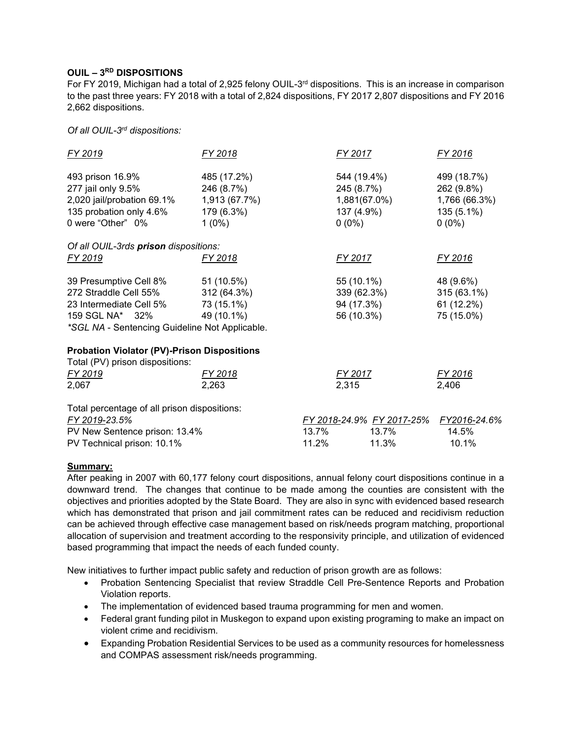**OUIL – 3[RD] DISPOSITIONS**

For FY 2019, Michigan had a total of 2,925 felony OUIL-3[rd] dispositions. This is an increase in comparison to the past three years: FY 2018 with a total of 2,824 dispositions, FY 2017 2,807 dispositions and FY 2016 2,662 dispositions.

*Of all OUIL-3[rd] dispositions:*

| *FY 2019* | *FY 2018* | *FY 2017* | *FY 2016* |
|---|---|---|---|
| 493 prison 16.9% | 485 (17.2%) | 544 (19.4%) | 499 (18.7%) |
| 277 jail only 9.5% | 246 (8.7%) | 245 (8.7%) | 262 (9.8%) |
| 2,020 jail/probation 69.1% | 1,913 (67.7%) | 1,881(67.0%) | 1,766 (66.3%) |
| 135 probation only 4.6% | 179 (6.3%) | 137 (4.9%) | 135 (5.1%) |
| 0 were "Other" 0% | 1 (0%) | 0 (0%) | 0 (0%) |

*Of all OUIL-3rds **prison** dispositions:*

| *FY 2019* | *FY 2018* | *FY 2017* | *FY 2016* |
|---|---|---|---|
| 39 Presumptive Cell 8% | 51 (10.5%) | 55 (10.1%) | 48 (9.6%) |
| 272 Straddle Cell 55% | 312 (64.3%) | 339 (62.3%) | 315 (63.1%) |
| 23 Intermediate Cell 5% | 73 (15.1%) | 94 (17.3%) | 61 (12.2%) |
| 159 SGL NA* 32% | 49 (10.1%) | 56 (10.3%) | 75 (15.0%) |

*\*SGL NA - Sentencing Guideline Not Applicable.*

**Probation Violator (PV)-Prison Dispositions**

Total (PV) prison dispositions:

| *FY 2019* | *FY 2018* | *FY 2017* | *FY 2016* |
|---|---|---|---|
| 2,067 | 2,263 | 2,315 | 2,406 |

Total percentage of all prison dispositions:

| *FY 2019-23.5%* | *FY 2018-24.9%* | *FY 2017-25%* | *FY2016-24.6%* |
|---|---|---|---|
| PV New Sentence prison: 13.4% | 13.7% | 13.7% | 14.5% |
| PV Technical prison: 10.1% | 11.2% | 11.3% | 10.1% |

**Summary:**

After peaking in 2007 with 60,177 felony court dispositions, annual felony court dispositions continue in a downward trend. The changes that continue to be made among the counties are consistent with the objectives and priorities adopted by the State Board. They are also in sync with evidenced based research which has demonstrated that prison and jail commitment rates can be reduced and recidivism reduction can be achieved through effective case management based on risk/needs program matching, proportional allocation of supervision and treatment according to the responsivity principle, and utilization of evidenced based programming that impact the needs of each funded county.

New initiatives to further impact public safety and reduction of prison growth are as follows:

- Probation Sentencing Specialist that review Straddle Cell Pre-Sentence Reports and Probation Violation reports.
- The implementation of evidenced based trauma programming for men and women.
- Federal grant funding pilot in Muskegon to expand upon existing programing to make an impact on violent crime and recidivism.
- Expanding Probation Residential Services to be used as a community resources for homelessness and COMPAS assessment risk/needs programming.